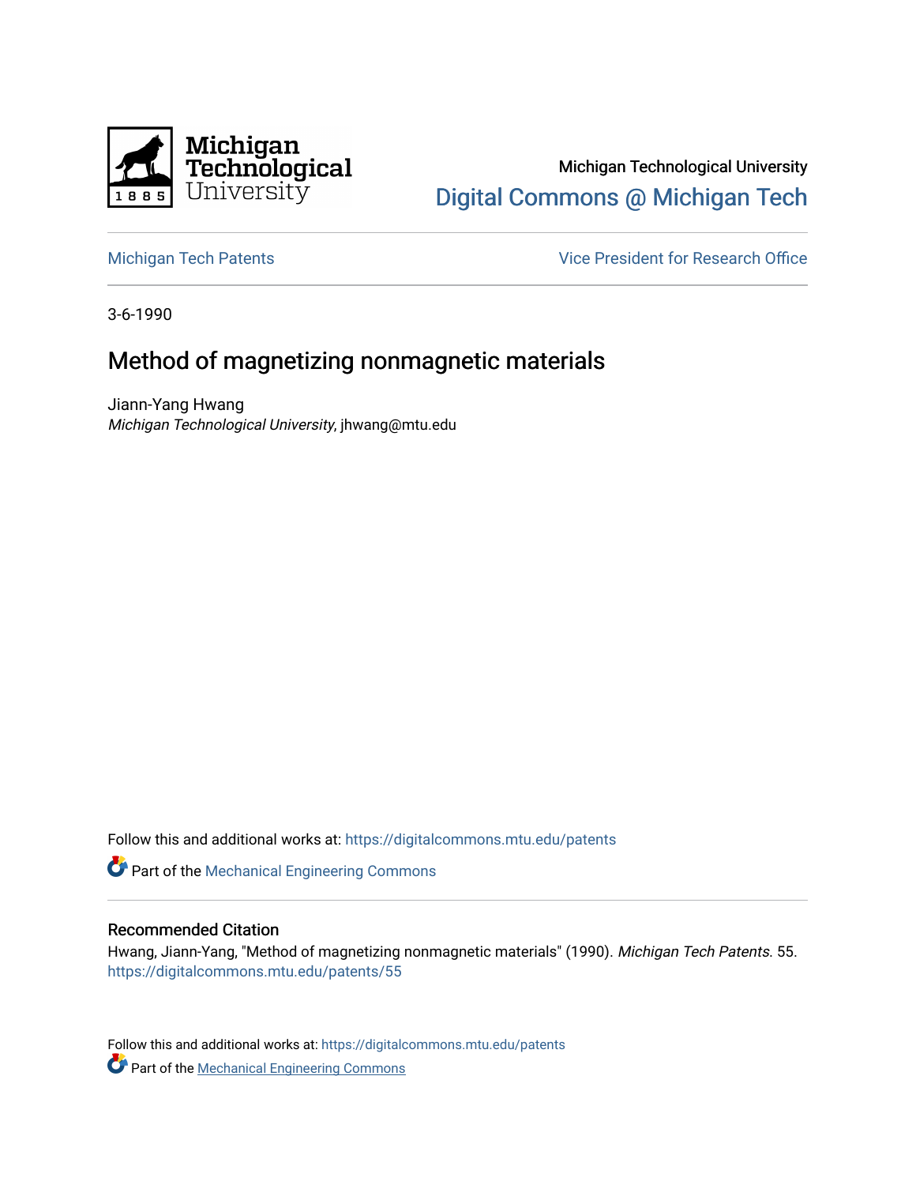Michigan Technological University

Digital Commons @ Michigan Tech

Michigan Tech Patents

Vice President for Research Office

3-6-1990

# Method of magnetizing nonmagnetic materials

Jiann-Yang Hwang

*Michigan Technological University*, jhwang@mtu.edu

Follow this and additional works at: https://digitalcommons.mtu.edu/patents

Part of the Mechanical Engineering Commons

### Recommended Citation

Hwang, Jiann-Yang, "Method of magnetizing nonmagnetic materials" (1990). *Michigan Tech Patents*. 55.
https://digitalcommons.mtu.edu/patents/55

Follow this and additional works at: https://digitalcommons.mtu.edu/patents

Part of the Mechanical Engineering Commons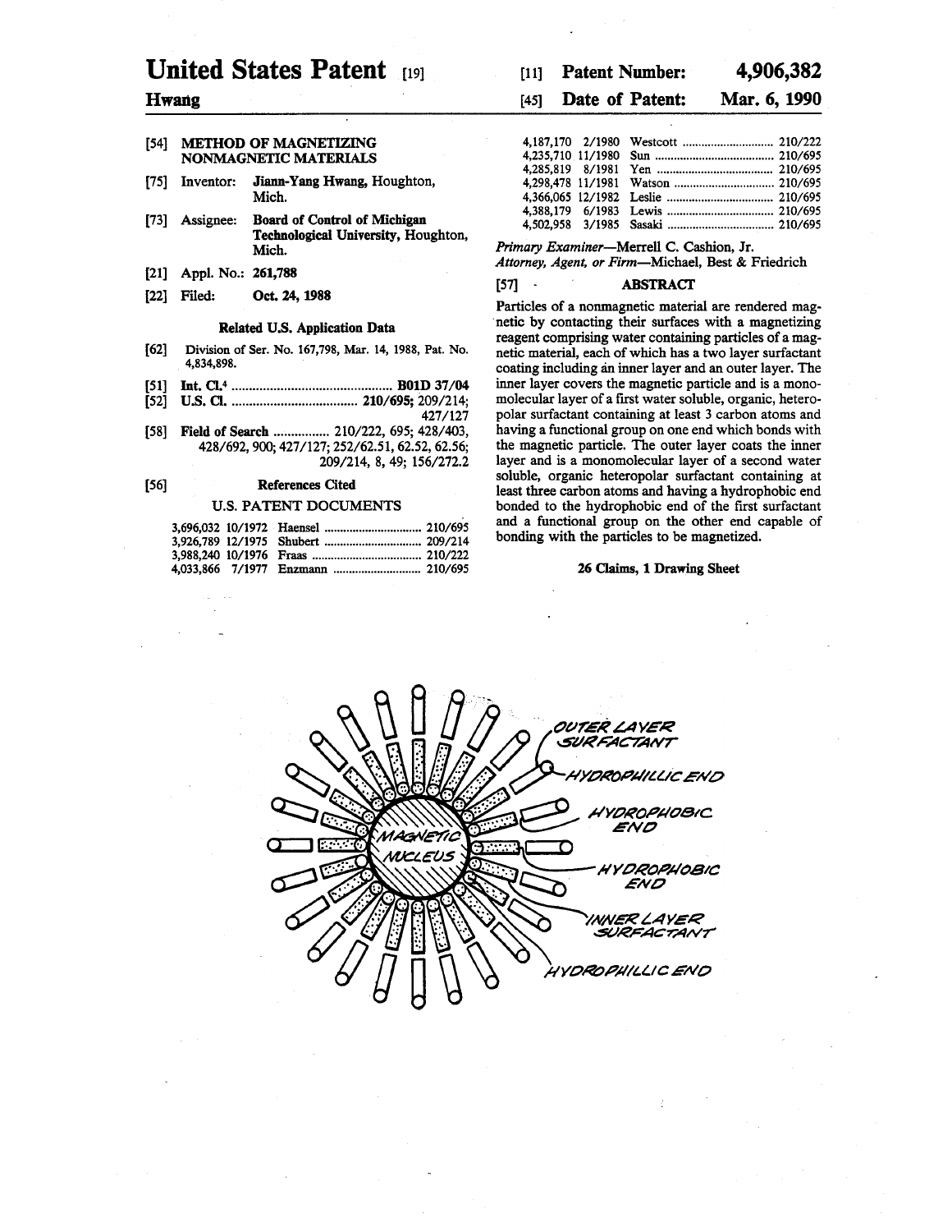# United States Patent [19]

**Hwang**

[11] **Patent Number: 4,906,382**

[45] **Date of Patent: Mar. 6, 1990**

[54] **METHOD OF MAGNETIZING NONMAGNETIC MATERIALS**

[75] Inventor: **Jiann-Yang Hwang**, Houghton, Mich.

[73] Assignee: **Board of Control of Michigan Technological University**, Houghton, Mich.

[21] Appl. No.: **261,788**

[22] Filed: **Oct. 24, 1988**

### Related U.S. Application Data

[62] Division of Ser. No. 167,798, Mar. 14, 1988, Pat. No. 4,834,898.

[51] **Int. Cl.⁴** .......... **B01D 37/04**

[52] **U.S. Cl.** .......... **210/695**; 209/214; 427/127

[58] **Field of Search** .......... 210/222, 695; 428/403, 428/692, 900; 427/127; 252/62.51, 62.52, 62.56; 209/214, 8, 49; 156/272.2

[56] **References Cited**

U.S. PATENT DOCUMENTS

| | | | |
|---|---|---|---|
| 3,696,032 | 10/1972 | Haensel | 210/695 |
| 3,926,789 | 12/1975 | Shubert | 209/214 |
| 3,988,240 | 10/1976 | Fraas | 210/222 |
| 4,033,866 | 7/1977 | Enzmann | 210/695 |
| 4,187,170 | 2/1980 | Westcott | 210/222 |
| 4,235,710 | 11/1980 | Sun | 210/695 |
| 4,285,819 | 8/1981 | Yen | 210/695 |
| 4,298,478 | 11/1981 | Watson | 210/695 |
| 4,366,065 | 12/1982 | Leslie | 210/695 |
| 4,388,179 | 6/1983 | Lewis | 210/695 |
| 4,502,958 | 3/1985 | Sasaki | 210/695 |

*Primary Examiner*—Merrell C. Cashion, Jr.
*Attorney, Agent, or Firm*—Michael, Best & Friedrich

[57] **ABSTRACT**

Particles of a nonmagnetic material are rendered magnetic by contacting their surfaces with a magnetizing reagent comprising water containing particles of a magnetic material, each of which has a two layer surfactant coating including an inner layer and an outer layer. The inner layer covers the magnetic particle and is a monomolecular layer of a first water soluble, organic, heteropolar surfactant containing at least 3 carbon atoms and having a functional group on one end which bonds with the magnetic particle. The outer layer coats the inner layer and is a monomolecular layer of a second water soluble, organic heteropolar surfactant containing at least three carbon atoms and having a hydrophobic end bonded to the hydrophobic end of the first surfactant and a functional group on the other end capable of bonding with the particles to be magnetized.

**26 Claims, 1 Drawing Sheet**

MAGNETIC NUCLEUS

OUTER LAYER SURFACTANT

HYDROPHILLIC END

HYDROPHOBIC END

HYDROPHOBIC END

INNER LAYER SURFACTANT

HYDROPHILLIC END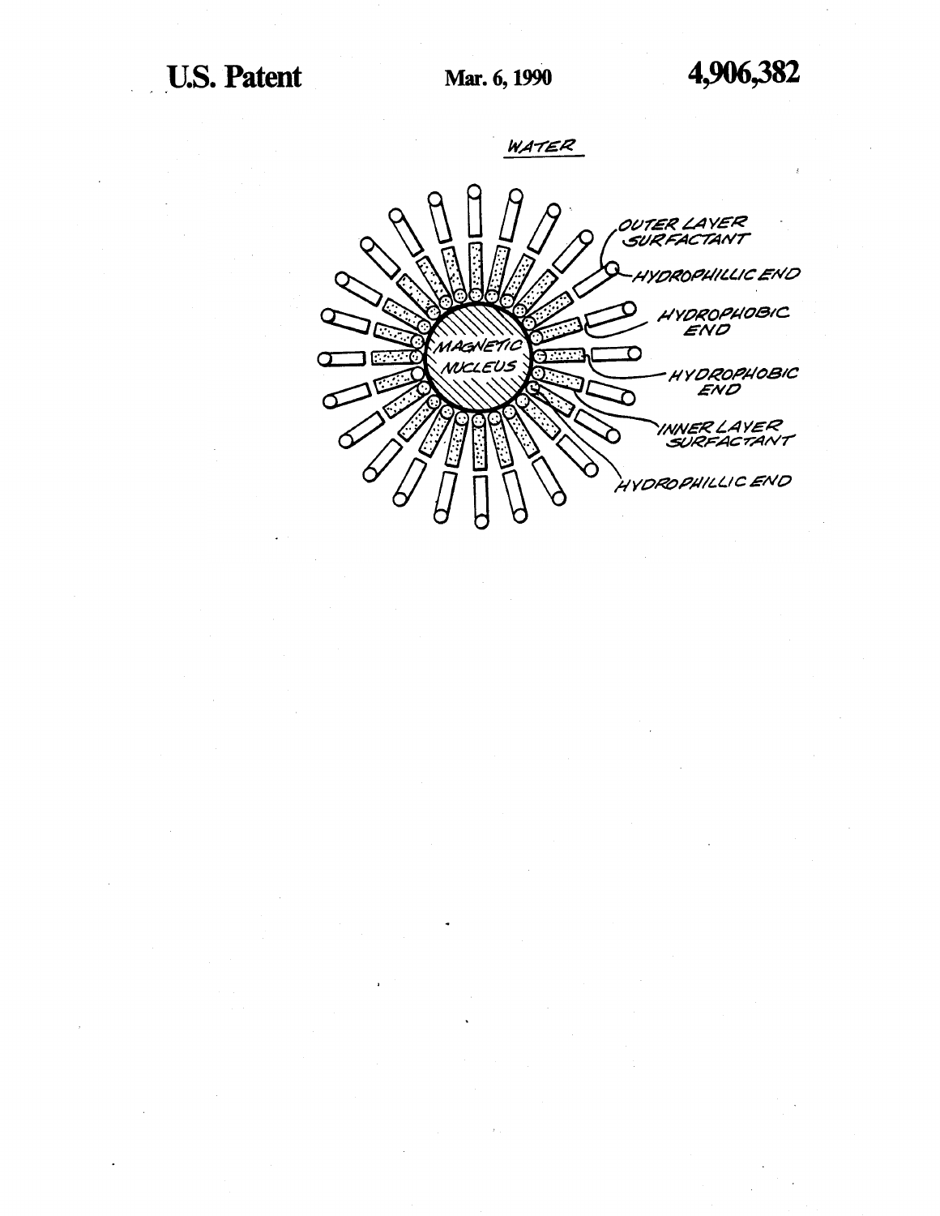WATER

MAGNETIC NUCLEUS

OUTER LAYER SURFACTANT

HYDROPHILLIC END

HYDROPHOBIC END

HYDROPHOBIC END

INNER LAYER SURFACTANT

HYDROPHILLIC END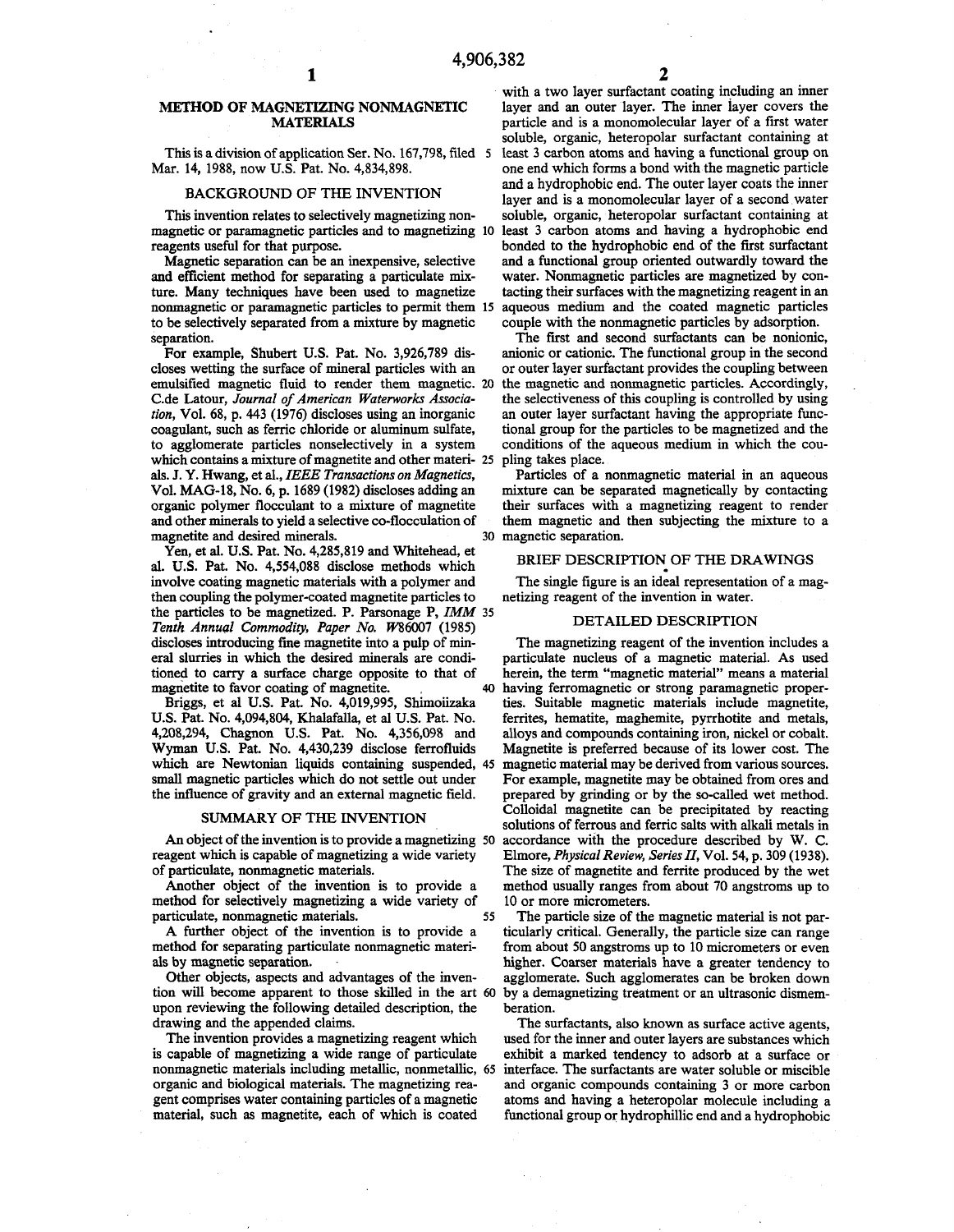# METHOD OF MAGNETIZING NONMAGNETIC MATERIALS

This is a division of application Ser. No. 167,798, filed Mar. 14, 1988, now U.S. Pat. No. 4,834,898.

## BACKGROUND OF THE INVENTION

This invention relates to selectively magnetizing nonmagnetic or paramagnetic particles and to magnetizing reagents useful for that purpose.

Magnetic separation can be an inexpensive, selective and efficient method for separating a particulate mixture. Many techniques have been used to magnetize nonmagnetic or paramagnetic particles to permit them to be selectively separated from a mixture by magnetic separation.

For example, Shubert U.S. Pat. No. 3,926,789 discloses wetting the surface of mineral particles with an emulsified magnetic fluid to render them magnetic. C.de Latour, *Journal of American Waterworks Association*, Vol. 68, p. 443 (1976) discloses using an inorganic coagulant, such as ferric chloride or aluminum sulfate, to agglomerate particles nonselectively in a system which contains a mixture of magnetite and other materials. J. Y. Hwang, et al., *IEEE Transactions on Magnetics*, Vol. MAG-18, No. 6, p. 1689 (1982) discloses adding an organic polymer flocculant to a mixture of magnetite and other minerals to yield a selective co-flocculation of magnetite and desired minerals.

Yen, et al. U.S. Pat. No. 4,285,819 and Whitehead, et al. U.S. Pat. No. 4,554,088 disclose methods which involve coating magnetic materials with a polymer and then coupling the polymer-coated magnetite particles to the particles to be magnetized. P. Parsonage P, *IMM Tenth Annual Commodity, Paper No. W86007* (1985) discloses introducing fine magnetite into a pulp of mineral slurries in which the desired minerals are conditioned to carry a surface charge opposite to that of magnetite to favor coating of magnetite.

Briggs, et al U.S. Pat. No. 4,019,995, Shimoiizaka U.S. Pat. No. 4,094,804, Khalafalla, et al U.S. Pat. No. 4,208,294, Chagnon U.S. Pat. No. 4,356,098 and Wyman U.S. Pat. No. 4,430,239 disclose ferrofluids which are Newtonian liquids containing suspended, small magnetic particles which do not settle out under the influence of gravity and an external magnetic field.

## SUMMARY OF THE INVENTION

An object of the invention is to provide a magnetizing reagent which is capable of magnetizing a wide variety of particulate, nonmagnetic materials.

Another object of the invention is to provide a method for selectively magnetizing a wide variety of particulate, nonmagnetic materials.

A further object of the invention is to provide a method for separating particulate nonmagnetic materials by magnetic separation.

Other objects, aspects and advantages of the invention will become apparent to those skilled in the art upon reviewing the following detailed description, the drawing and the appended claims.

The invention provides a magnetizing reagent which is capable of magnetizing a wide range of particulate nonmagnetic materials including metallic, nonmetallic, organic and biological materials. The magnetizing reagent comprises water containing particles of a magnetic material, such as magnetite, each of which is coated with a two layer surfactant coating including an inner layer and an outer layer. The inner layer covers the particle and is a monomolecular layer of a first water soluble, organic, heteropolar surfactant containing at least 3 carbon atoms and having a functional group on one end which forms a bond with the magnetic particle and a hydrophobic end. The outer layer coats the inner layer and is a monomolecular layer of a second water soluble, organic, heteropolar surfactant containing at least 3 carbon atoms and having a hydrophobic end bonded to the hydrophobic end of the first surfactant and a functional group oriented outwardly toward the water. Nonmagnetic particles are magnetized by contacting their surfaces with the magnetizing reagent in an aqueous medium and the coated magnetic particles couple with the nonmagnetic particles by adsorption.

The first and second surfactants can be nonionic, anionic or cationic. The functional group in the second or outer layer surfactant provides the coupling between the magnetic and nonmagnetic particles. Accordingly, the selectiveness of this coupling is controlled by using an outer layer surfactant having the appropriate functional group for the particles to be magnetized and the conditions of the aqueous medium in which the coupling takes place.

Particles of a nonmagnetic material in an aqueous mixture can be separated magnetically by contacting their surfaces with a magnetizing reagent to render them magnetic and then subjecting the mixture to a magnetic separation.

## BRIEF DESCRIPTION OF THE DRAWINGS

The single figure is an ideal representation of a magnetizing reagent of the invention in water.

## DETAILED DESCRIPTION

The magnetizing reagent of the invention includes a particulate nucleus of a magnetic material. As used herein, the term "magnetic material" means a material having ferromagnetic or strong paramagnetic properties. Suitable magnetic materials include magnetite, ferrites, hematite, maghemite, pyrrhotite and metals, alloys and compounds containing iron, nickel or cobalt. Magnetite is preferred because of its lower cost. The magnetic material may be derived from various sources. For example, magnetite may be obtained from ores and prepared by grinding or by the so-called wet method. Colloidal magnetite can be precipitated by reacting solutions of ferrous and ferric salts with alkali metals in accordance with the procedure described by W. C. Elmore, *Physical Review, Series II*, Vol. 54, p. 309 (1938). The size of magnetite and ferrite produced by the wet method usually ranges from about 70 angstroms up to 10 or more micrometers.

The particle size of the magnetic material is not particularly critical. Generally, the particle size can range from about 50 angstroms up to 10 micrometers or even higher. Coarser materials have a greater tendency to agglomerate. Such agglomerates can be broken down by a demagnetizing treatment or an ultrasonic dismemberation.

The surfactants, also known as surface active agents, used for the inner and outer layers are substances which exhibit a marked tendency to adsorb at a surface or interface. The surfactants are water soluble or miscible and organic compounds containing 3 or more carbon atoms and having a heteropolar molecule including a functional group or hydrophillic end and a hydrophobic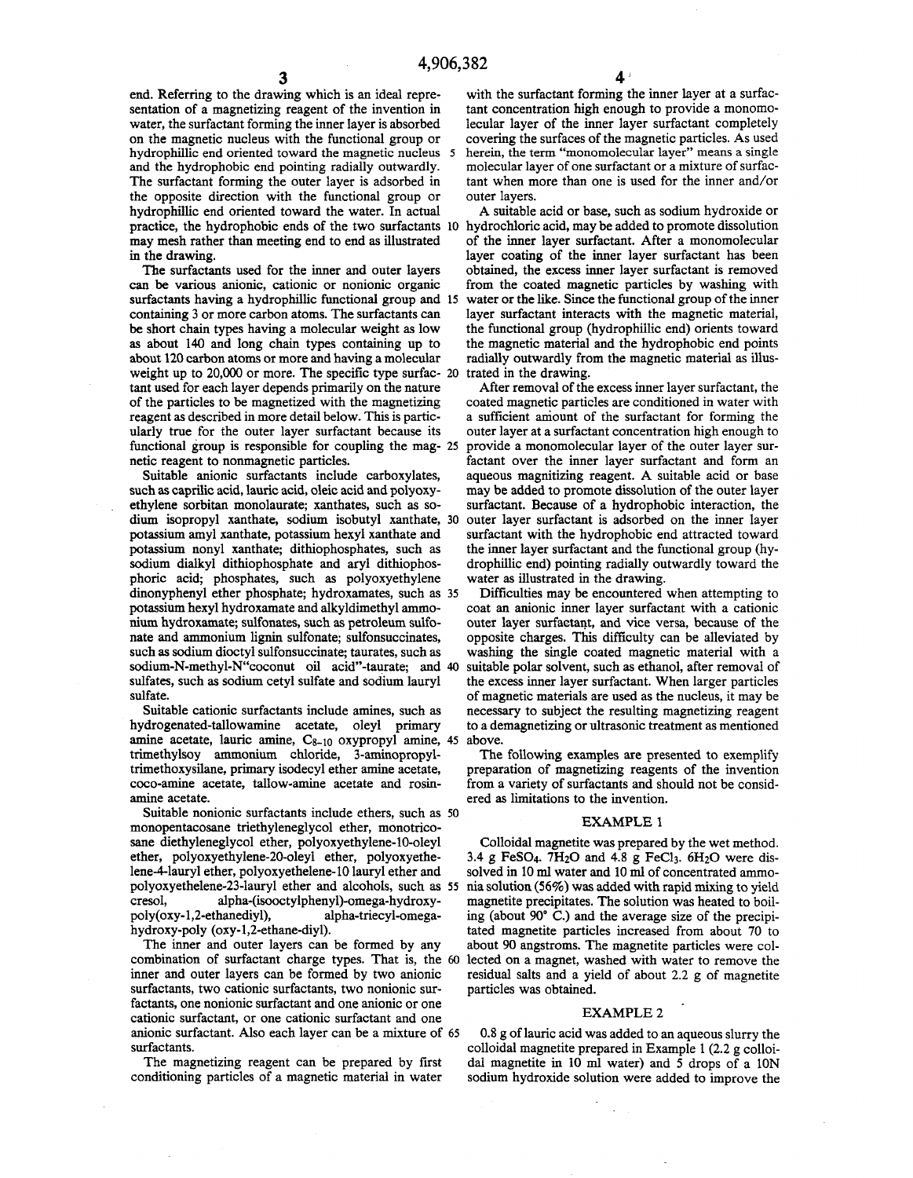end. Referring to the drawing which is an ideal representation of a magnetizing reagent of the invention in water, the surfactant forming the inner layer is absorbed on the magnetic nucleus with the functional group or hydrophillic end oriented toward the magnetic nucleus and the hydrophobic end pointing radially outwardly. The surfactant forming the outer layer is adsorbed in the opposite direction with the functional group or hydrophillic end oriented toward the water. In actual practice, the hydrophobic ends of the two surfactants may mesh rather than meeting end to end as illustrated in the drawing.

The surfactants used for the inner and outer layers can be various anionic, cationic or nonionic organic surfactants having a hydrophillic functional group and containing 3 or more carbon atoms. The surfactants can be short chain types having a molecular weight as low as about 140 and long chain types containing up to about 120 carbon atoms or more and having a molecular weight up to 20,000 or more. The specific type surfactant used for each layer depends primarily on the nature of the particles to be magnetized with the magnetizing reagent as described in more detail below. This is particularly true for the outer layer surfactant because its functional group is responsible for coupling the magnetic reagent to nonmagnetic particles.

Suitable anionic surfactants include carboxylates, such as caprilic acid, lauric acid, oleic acid and polyoxyethylene sorbitan monolaurate; xanthates, such as sodium isopropyl xanthate, sodium isobutyl xanthate, potassium amyl xanthate, potassium hexyl xanthate and potassium nonyl xanthate; dithiophosphates, such as sodium dialkyl dithiophosphate and aryl dithiophosphoric acid; phosphates, such as polyoxyethylene dinonyphenyl ether phosphate; hydroxamates, such as potassium hexyl hydroxamate and alkyldimethyl ammonium hydroxamate; sulfonates, such as petroleum sulfonate and ammonium lignin sulfonate; sulfonsuccinates, such as sodium dioctyl sulfonsuccinate; taurates, such as sodium-N-methyl-N"coconut oil acid"-taurate; and sulfates, such as sodium cetyl sulfate and sodium lauryl sulfate.

Suitable cationic surfactants include amines, such as hydrogenated-tallowamine acetate, oleyl primary amine acetate, lauric amine, $C_{8-10}$ oxypropyl amine, trimethylsoy ammonium chloride, 3-aminopropyltrimethoxysilane, primary isodecyl ether amine acetate, coco-amine acetate, tallow-amine acetate and rosinamine acetate.

Suitable nonionic surfactants include ethers, such as monopentacosane triethyleneglycol ether, monotricosane diethyleneglycol ether, polyoxyethylene-10-oleyl ether, polyoxyethylene-20-oleyl ether, polyoxyethelene-4-lauryl ether, polyoxyethelene-10 lauryl ether and polyoxyethelene-23-lauryl ether and alcohols, such as cresol, alpha-(isooctylphenyl)-omega-hydroxy-poly(oxy-1,2-ethanediyl), alpha-triecyl-omega-hydroxy-poly (oxy-1,2-ethane-diyl).

The inner and outer layers can be formed by any combination of surfactant charge types. That is, the inner and outer layers can be formed by two anionic surfactants, two cationic surfactants, two nonionic surfactants, one nonionic surfactant and one anionic or one cationic surfactant, or one cationic surfactant and one anionic surfactant. Also each layer can be a mixture of surfactants.

The magnetizing reagent can be prepared by first conditioning particles of a magnetic material in water with the surfactant forming the inner layer at a surfactant concentration high enough to provide a monomolecular layer of the inner layer surfactant completely covering the surfaces of the magnetic particles. As used herein, the term "monomolecular layer" means a single molecular layer of one surfactant or a mixture of surfactant when more than one is used for the inner and/or outer layers.

A suitable acid or base, such as sodium hydroxide or hydrochloric acid, may be added to promote dissolution of the inner layer surfactant. After a monomolecular layer coating of the inner layer surfactant has been obtained, the excess inner layer surfactant is removed from the coated magnetic particles by washing with water or the like. Since the functional group of the inner layer surfactant interacts with the magnetic material, the functional group (hydrophillic end) orients toward the magnetic material and the hydrophobic end points radially outwardly from the magnetic material as illustrated in the drawing.

After removal of the excess inner layer surfactant, the coated magnetic particles are conditioned in water with a sufficient amount of the surfactant for forming the outer layer at a surfactant concentration high enough to provide a monomolecular layer of the outer layer surfactant over the inner layer surfactant and form an aqueous magnitizing reagent. A suitable acid or base may be added to promote dissolution of the outer layer surfactant. Because of a hydrophobic interaction, the outer layer surfactant is adsorbed on the inner layer surfactant with the hydrophobic end attracted toward the inner layer surfactant and the functional group (hydrophillic end) pointing radially outwardly toward the water as illustrated in the drawing.

Difficulties may be encountered when attempting to coat an anionic inner layer surfactant with a cationic outer layer surfactant, and vice versa, because of the opposite charges. This difficulty can be alleviated by washing the single coated magnetic material with a suitable polar solvent, such as ethanol, after removal of the excess inner layer surfactant. When larger particles of magnetic materials are used as the nucleus, it may be necessary to subject the resulting magnetizing reagent to a demagnetizing or ultrasonic treatment as mentioned above.

The following examples are presented to exemplify preparation of magnetizing reagents of the invention from a variety of surfactants and should not be considered as limitations to the invention.

## EXAMPLE 1

Colloidal magnetite was prepared by the wet method. 3.4 g $FeSO_4 \cdot 7H_2O$ and 4.8 g $FeCl_3 \cdot 6H_2O$ were dissolved in 10 ml water and 10 ml of concentrated ammonia solution (56%) was added with rapid mixing to yield magnetite precipitates. The solution was heated to boiling (about 90° C.) and the average size of the precipitated magnetite particles increased from about 70 to about 90 angstroms. The magnetite particles were collected on a magnet, washed with water to remove the residual salts and a yield of about 2.2 g of magnetite particles was obtained.

## EXAMPLE 2

0.8 g of lauric acid was added to an aqueous slurry the colloidal magnetite prepared in Example 1 (2.2 g colloidal magnetite in 10 ml water) and 5 drops of a 10N sodium hydroxide solution were added to improve the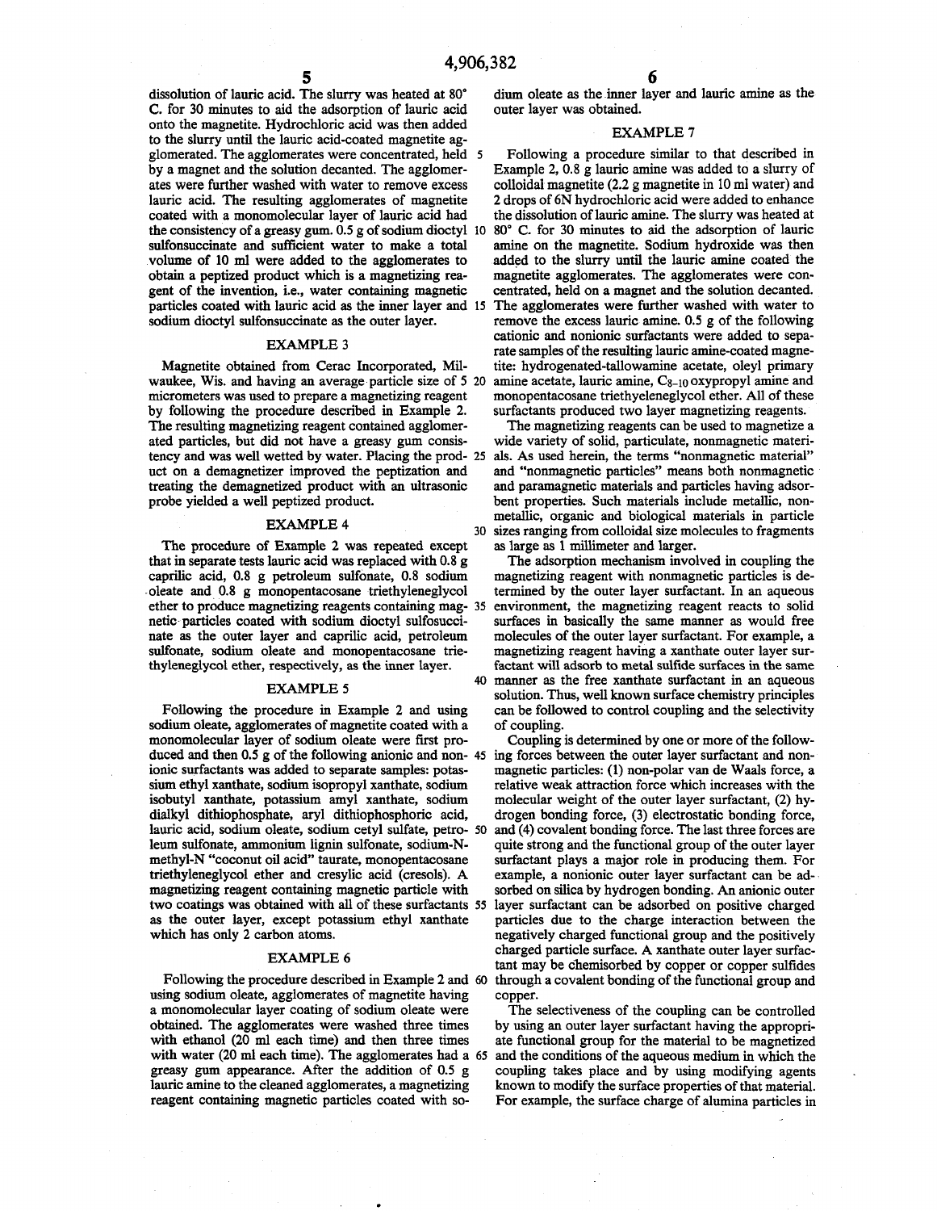dissolution of lauric acid. The slurry was heated at 80° C. for 30 minutes to aid the adsorption of lauric acid onto the magnetite. Hydrochloric acid was then added to the slurry until the lauric acid-coated magnetite agglomerated. The agglomerates were concentrated, held by a magnet and the solution decanted. The agglomerates were further washed with water to remove excess lauric acid. The resulting agglomerates of magnetite coated with a monomolecular layer of lauric acid had the consistency of a greasy gum. 0.5 g of sodium dioctyl sulfonsuccinate and sufficient water to make a total volume of 10 ml were added to the agglomerates to obtain a peptized product which is a magnetizing reagent of the invention, i.e., water containing magnetic particles coated with lauric acid as the inner layer and sodium dioctyl sulfonsuccinate as the outer layer.

## EXAMPLE 3

Magnetite obtained from Cerac Incorporated, Milwaukee, Wis. and having an average particle size of 5 micrometers was used to prepare a magnetizing reagent by following the procedure described in Example 2. The resulting magnetizing reagent contained agglomerated particles, but did not have a greasy gum consistency and was well wetted by water. Placing the product on a demagnetizer improved the peptization and treating the demagnetized product with an ultrasonic probe yielded a well peptized product.

## EXAMPLE 4

The procedure of Example 2 was repeated except that in separate tests lauric acid was replaced with 0.8 g caprilic acid, 0.8 g petroleum sulfonate, 0.8 sodium oleate and 0.8 g monopentacosane triethyleneglycol ether to produce magnetizing reagents containing magnetic particles coated with sodium dioctyl sulfosuccinate as the outer layer and caprilic acid, petroleum sulfonate, sodium oleate and monopentacosane triethyleneglycol ether, respectively, as the inner layer.

## EXAMPLE 5

Following the procedure in Example 2 and using sodium oleate, agglomerates of magnetite coated with a monomolecular layer of sodium oleate were first produced and then 0.5 g of the following anionic and nonionic surfactants was added to separate samples: potassium ethyl xanthate, sodium isopropyl xanthate, sodium isobutyl xanthate, potassium amyl xanthate, sodium dialkyl dithiophosphate, aryl dithiophosphoric acid, lauric acid, sodium oleate, sodium cetyl sulfate, petroleum sulfonate, ammonium lignin sulfonate, sodium-N-methyl-N "coconut oil acid" taurate, monopentacosane triethyleneglycol ether and cresylic acid (cresols). A magnetizing reagent containing magnetic particle with two coatings was obtained with all of these surfactants as the outer layer, except potassium ethyl xanthate which has only 2 carbon atoms.

## EXAMPLE 6

Following the procedure described in Example 2 and using sodium oleate, agglomerates of magnetite having a monomolecular layer coating of sodium oleate were obtained. The agglomerates were washed three times with ethanol (20 ml each time) and then three times with water (20 ml each time). The agglomerates had a greasy gum appearance. After the addition of 0.5 g lauric amine to the cleaned agglomerates, a magnetizing reagent containing magnetic particles coated with sodium oleate as the inner layer and lauric amine as the outer layer was obtained.

## EXAMPLE 7

Following a procedure similar to that described in Example 2, 0.8 g lauric amine was added to a slurry of colloidal magnetite (2.2 g magnetite in 10 ml water) and 2 drops of 6N hydrochloric acid were added to enhance the dissolution of lauric amine. The slurry was heated at 80° C. for 30 minutes to aid the adsorption of lauric amine on the magnetite. Sodium hydroxide was then added to the slurry until the lauric amine coated the magnetite agglomerates. The agglomerates were concentrated, held on a magnet and the solution decanted. The agglomerates were further washed with water to remove the excess lauric amine. 0.5 g of the following cationic and nonionic surfactants were added to separate samples of the resulting lauric amine-coated magnetite: hydrogenated-tallowamine acetate, oleyl primary amine acetate, lauric amine, $C_{8-10}$ oxypropyl amine and monopentacosane triethyeleneglycol ether. All of these surfactants produced two layer magnetizing reagents.

The magnetizing reagents can be used to magnetize a wide variety of solid, particulate, nonmagnetic materials. As used herein, the terms "nonmagnetic material" and "nonmagnetic particles" means both nonmagnetic and paramagnetic materials and particles having adsorbent properties. Such materials include metallic, nonmetallic, organic and biological materials in particle sizes ranging from colloidal size molecules to fragments as large as 1 millimeter and larger.

The adsorption mechanism involved in coupling the magnetizing reagent with nonmagnetic particles is determined by the outer layer surfactant. In an aqueous environment, the magnetizing reagent reacts to solid surfaces in basically the same manner as would free molecules of the outer layer surfactant. For example, a magnetizing reagent having a xanthate outer layer surfactant will adsorb to metal sulfide surfaces in the same manner as the free xanthate surfactant in an aqueous solution. Thus, well known surface chemistry principles can be followed to control coupling and the selectivity of coupling.

Coupling is determined by one or more of the following forces between the outer layer surfactant and nonmagnetic particles: (1) non-polar van de Waals force, a relative weak attraction force which increases with the molecular weight of the outer layer surfactant, (2) hydrogen bonding force, (3) electrostatic bonding force, and (4) covalent bonding force. The last three forces are quite strong and the functional group of the outer layer surfactant plays a major role in producing them. For example, a nonionic outer layer surfactant can be adsorbed on silica by hydrogen bonding. An anionic outer layer surfactant can be adsorbed on positive charged particles due to the charge interaction between the negatively charged functional group and the positively charged particle surface. A xanthate outer layer surfactant may be chemisorbed by copper or copper sulfides through a covalent bonding of the functional group and copper.

The selectiveness of the coupling can be controlled by using an outer layer surfactant having the appropriate functional group for the material to be magnetized and the conditions of the aqueous medium in which the coupling takes place and by using modifying agents known to modify the surface properties of that material. For example, the surface charge of alumina particles in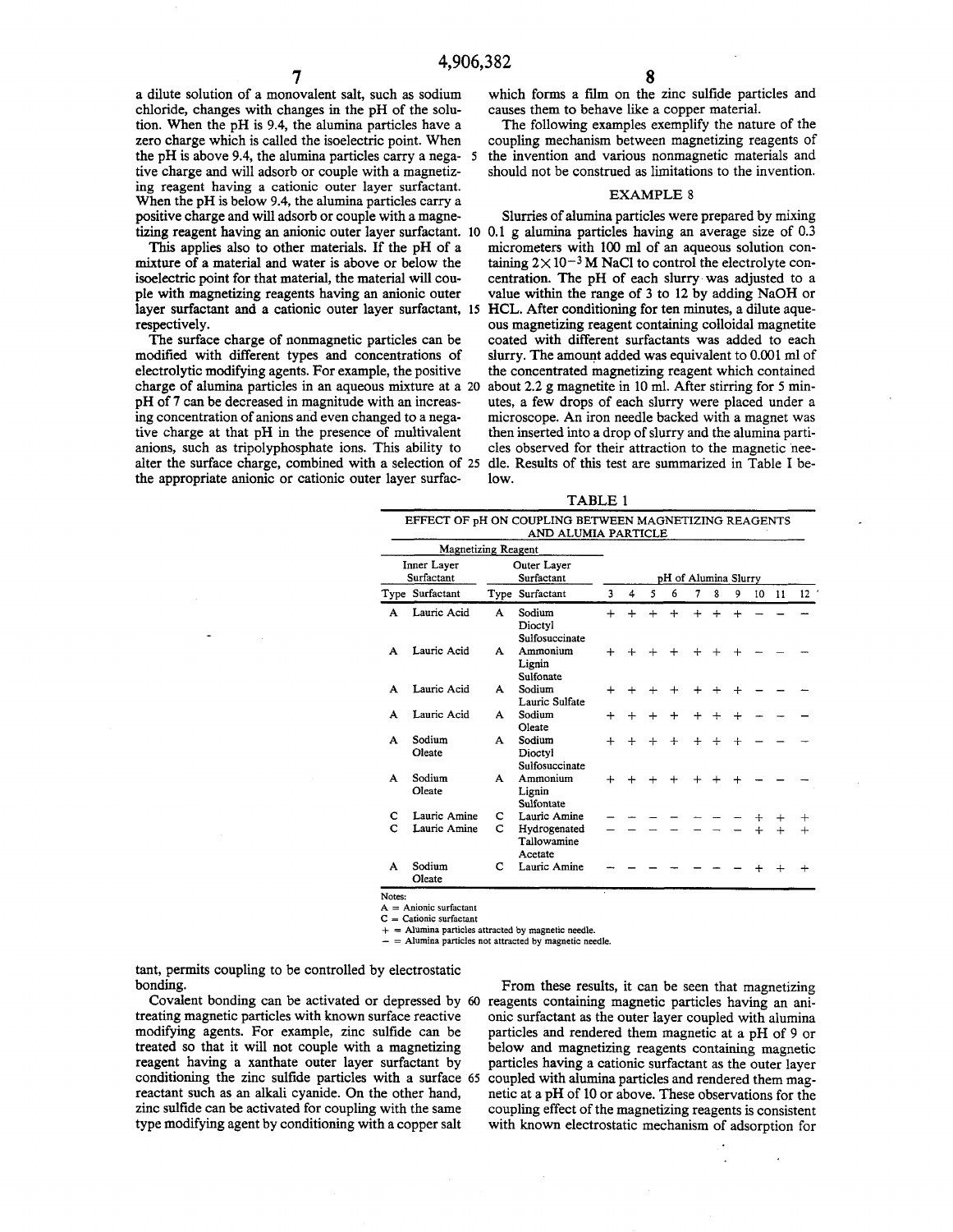a dilute solution of a monovalent salt, such as sodium chloride, changes with changes in the pH of the solution. When the pH is 9.4, the alumina particles have a zero charge which is called the isoelectric point. When the pH is above 9.4, the alumina particles carry a negative charge and will adsorb or couple with a magnetizing reagent having a cationic outer layer surfactant. When the pH is below 9.4, the alumina particles carry a positive charge and will adsorb or couple with a magnetizing reagent having an anionic outer layer surfactant.

This applies also to other materials. If the pH of a mixture of a material and water is above or below the isoelectric point for that material, the material will couple with magnetizing reagents having an anionic outer layer surfactant and a cationic outer layer surfactant, respectively.

The surface charge of nonmagnetic particles can be modified with different types and concentrations of electrolytic modifying agents. For example, the positive charge of alumina particles in an aqueous mixture at a pH of 7 can be decreased in magnitude with an increasing concentration of anions and even changed to a negative charge at that pH in the presence of multivalent anions, such as tripolyphosphate ions. This ability to alter the surface charge, combined with a selection of the appropriate anionic or cationic outer layer surfactant, permits coupling to be controlled by electrostatic bonding.

Covalent bonding can be activated or depressed by treating magnetic particles with known surface reactive modifying agents. For example, zinc sulfide can be treated so that it will not couple with a magnetizing reagent having a xanthate outer layer surfactant by conditioning the zinc sulfide particles with a surface reactant such as an alkali cyanide. On the other hand, zinc sulfide can be activated for coupling with the same type modifying agent by conditioning with a copper salt which forms a film on the zinc sulfide particles and causes them to behave like a copper material.

The following examples exemplify the nature of the coupling mechanism between magnetizing reagents of the invention and various nonmagnetic materials and should not be construed as limitations to the invention.

## EXAMPLE 8

Slurries of alumina particles were prepared by mixing 0.1 g alumina particles having an average size of 0.3 micrometers with 100 ml of an aqueous solution containing $2\times10^{-3}$ M NaCl to control the electrolyte concentration. The pH of each slurry was adjusted to a value within the range of 3 to 12 by adding NaOH or HCL. After conditioning for ten minutes, a dilute aqueous magnetizing reagent containing colloidal magnetite coated with different surfactants was added to each slurry. The amount added was equivalent to 0.001 ml of the concentrated magnetizing reagent which contained about 2.2 g magnetite in 10 ml. After stirring for 5 minutes, a few drops of each slurry were placed under a microscope. An iron needle backed with a magnet was then inserted into a drop of slurry and the alumina particles observed for their attraction to the magnetic needle. Results of this test are summarized in Table I below.

TABLE 1

EFFECT OF pH ON COUPLING BETWEEN MAGNETIZING REAGENTS AND ALUMIA PARTICLE

| Magnetizing Reagent | | | | pH of Alumina Slurry | | | | | | | | | |
|---|---|---|---|---|---|---|---|---|---|---|---|---|---|
| Inner Layer Surfactant | | Outer Layer Surfactant | | | | | | | | | | | |
| Type | Surfactant | Type | Surfactant | 3 | 4 | 5 | 6 | 7 | 8 | 9 | 10 | 11 | 12 |
| A | Lauric Acid | A | Sodium Dioctyl Sulfosuccinate | + | + | + | + | + | + | + | − | − | − |
| A | Lauric Acid | A | Ammonium Lignin Sulfonate | + | + | + | + | + | + | + | − | − | − |
| A | Lauric Acid | A | Sodium Lauric Sulfate | + | + | + | + | + | + | + | − | − | − |
| A | Lauric Acid | A | Sodium Oleate | + | + | + | + | + | + | + | − | − | − |
| A | Sodium Oleate | A | Sodium Dioctyl Sulfosuccinate | + | + | + | + | + | + | + | − | − | − |
| A | Sodium Oleate | A | Ammonium Lignin Sulfontate | + | + | + | + | + | + | + | − | − | − |
| C | Lauric Amine | C | Lauric Amine | − | − | − | − | − | − | − | + | + | + |
| C | Lauric Amine | C | Hydrogenated Tallowamine Acetate | − | − | − | − | − | − | − | + | + | + |
| A | Sodium Oleate | C | Lauric Amine | − | − | − | − | − | − | − | + | + | + |

Notes:
A = Anionic surfactant
C = Cationic surfactant
+ = Alumina particles attracted by magnetic needle.
− = Alumina particles not attracted by magnetic needle.

From these results, it can be seen that magnetizing reagents containing magnetic particles having an anionic surfactant as the outer layer coupled with alumina particles and rendered them magnetic at a pH of 9 or below and magnetizing reagents containing magnetic particles having a cationic surfactant as the outer layer coupled with alumina particles and rendered them magnetic at a pH of 10 or above. These observations for the coupling effect of the magnetizing reagents is consistent with known electrostatic mechanism of adsorption for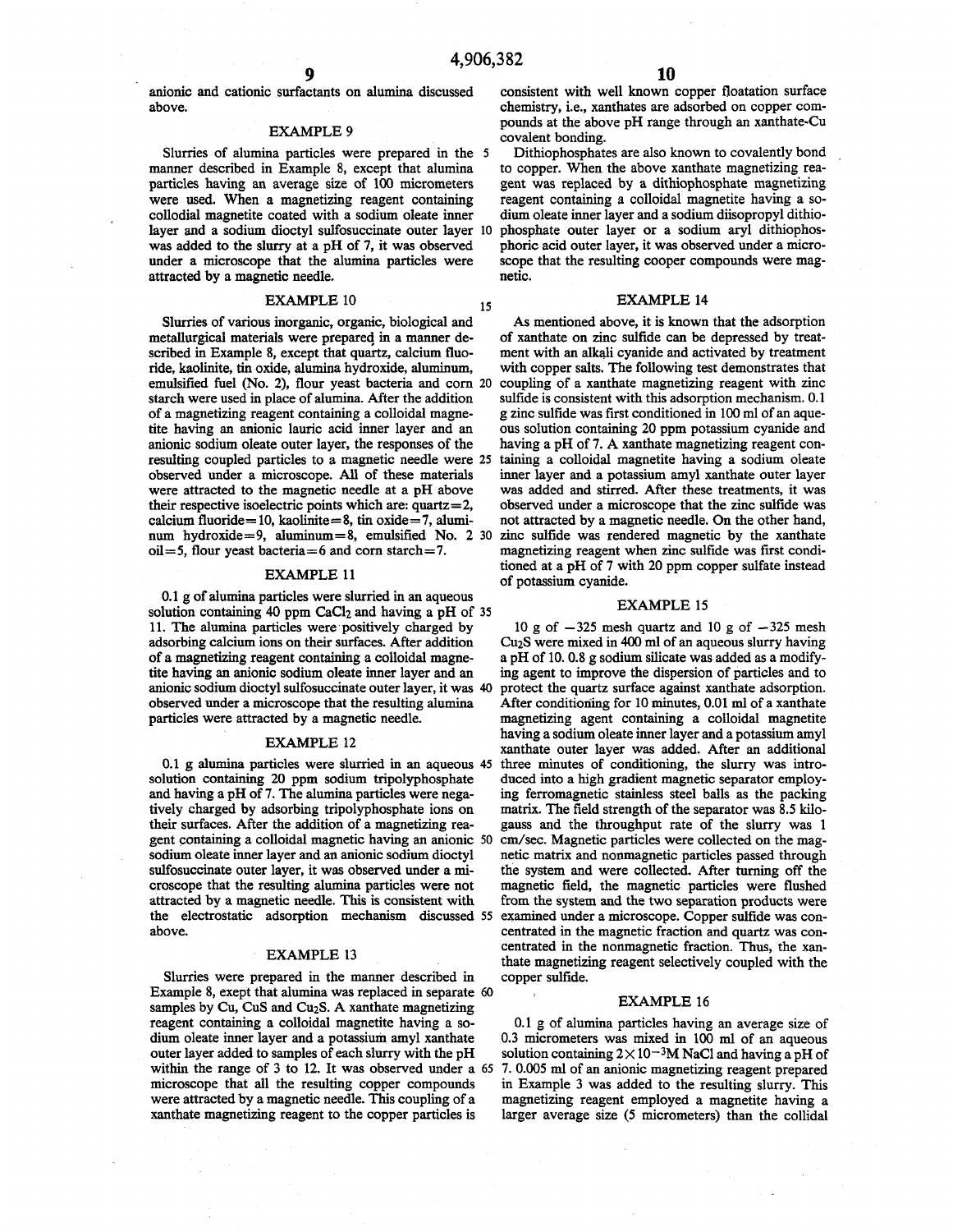anionic and cationic surfactants on alumina discussed above.

### EXAMPLE 9

Slurries of alumina particles were prepared in the manner described in Example 8, except that alumina particles having an average size of 100 micrometers were used. When a magnetizing reagent containing collodial magnetite coated with a sodium oleate inner layer and a sodium dioctyl sulfosuccinate outer layer was added to the slurry at a pH of 7, it was observed under a microscope that the alumina particles were attracted by a magnetic needle.

### EXAMPLE 10

Slurries of various inorganic, organic, biological and metallurgical materials were prepared in a manner described in Example 8, except that quartz, calcium fluoride, kaolinite, tin oxide, alumina hydroxide, aluminum, emulsified fuel (No. 2), flour yeast bacteria and corn starch were used in place of alumina. After the addition of a magnetizing reagent containing a colloidal magnetite having an anionic lauric acid inner layer and an anionic sodium oleate outer layer, the responses of the resulting coupled particles to a magnetic needle were observed under a microscope. All of these materials were attracted to the magnetic needle at a pH above their respective isoelectric points which are: quartz=2, calcium fluoride=10, kaolinite=8, tin oxide=7, aluminum hydroxide=9, aluminum=8, emulsified No. 2 oil=5, flour yeast bacteria=6 and corn starch=7.

### EXAMPLE 11

0.1 g of alumina particles were slurried in an aqueous solution containing 40 ppm $CaCl_2$ and having a pH of 11. The alumina particles were positively charged by adsorbing calcium ions on their surfaces. After addition of a magnetizing reagent containing a colloidal magnetite having an anionic sodium oleate inner layer and an anionic sodium dioctyl sulfosuccinate outer layer, it was observed under a microscope that the resulting alumina particles were attracted by a magnetic needle.

### EXAMPLE 12

0.1 g alumina particles were slurried in an aqueous solution containing 20 ppm sodium tripolyphosphate and having a pH of 7. The alumina particles were negatively charged by adsorbing tripolyphosphate ions on their surfaces. After the addition of a magnetizing reagent containing a colloidal magnetic having an anionic sodium oleate inner layer and an anionic sodium dioctyl sulfosuccinate outer layer, it was observed under a microscope that the resulting alumina particles were not attracted by a magnetic needle. This is consistent with the electrostatic adsorption mechanism discussed above.

### EXAMPLE 13

Slurries were prepared in the manner described in Example 8, except that alumina was replaced in separate samples by Cu, CuS and $Cu_2S$. A xanthate magnetizing reagent containing a colloidal magnetite having a sodium oleate inner layer and a potassium amyl xanthate outer layer added to samples of each slurry with the pH within the range of 3 to 12. It was observed under a microscope that all the resulting copper compounds were attracted by a magnetic needle. This coupling of a xanthate magnetizing reagent to the copper particles is consistent with well known copper floatation surface chemistry, i.e., xanthates are adsorbed on copper compounds at the above pH range through an xanthate-Cu covalent bonding.

Dithiophosphates are also known to covalently bond to copper. When the above xanthate magnetizing reagent was replaced by a dithiophosphate magnetizing reagent containing a colloidal magnetite having a sodium oleate inner layer and a sodium diisopropyl dithiophosphate outer layer or a sodium aryl dithiophosphoric acid outer layer, it was observed under a microscope that the resulting cooper compounds were magnetic.

### EXAMPLE 14

As mentioned above, it is known that the adsorption of xanthate on zinc sulfide can be depressed by treatment with an alkali cyanide and activated by treatment with copper salts. The following test demonstrates that coupling of a xanthate magnetizing reagent with zinc sulfide is consistent with this adsorption mechanism. 0.1 g zinc sulfide was first conditioned in 100 ml of an aqueous solution containing 20 ppm potassium cyanide and having a pH of 7. A xanthate magnetizing reagent containing a colloidal magnetite having a sodium oleate inner layer and a potassium amyl xanthate outer layer was added and stirred. After these treatments, it was observed under a microscope that the zinc sulfide was not attracted by a magnetic needle. On the other hand, zinc sulfide was rendered magnetic by the xanthate magnetizing reagent when zinc sulfide was first conditioned at a pH of 7 with 20 ppm copper sulfate instead of potassium cyanide.

### EXAMPLE 15

10 g of −325 mesh quartz and 10 g of −325 mesh $Cu_2S$ were mixed in 400 ml of an aqueous slurry having a pH of 10. 0.8 g sodium silicate was added as a modifying agent to improve the dispersion of particles and to protect the quartz surface against xanthate adsorption. After conditioning for 10 minutes, 0.01 ml of a xanthate magnetizing agent containing a colloidal magnetite having a sodium oleate inner layer and a potassium amyl xanthate outer layer was added. After an additional three minutes of conditioning, the slurry was introduced into a high gradient magnetic separator employing ferromagnetic stainless steel balls as the packing matrix. The field strength of the separator was 8.5 kilogauss and the throughput rate of the slurry was 1 cm/sec. Magnetic particles were collected on the magnetic matrix and nonmagnetic particles passed through the system and were collected. After turning off the magnetic field, the magnetic particles were flushed from the system and the two separation products were examined under a microscope. Copper sulfide was concentrated in the magnetic fraction and quartz was concentrated in the nonmagnetic fraction. Thus, the xanthate magnetizing reagent selectively coupled with the copper sulfide.

### EXAMPLE 16

0.1 g of alumina particles having an average size of 0.3 micrometers was mixed in 100 ml of an aqueous solution containing $2\times10^{-3}$M NaCl and having a pH of 7. 0.005 ml of an anionic magnetizing reagent prepared in Example 3 was added to the resulting slurry. This magnetizing reagent employed a magnetite having a larger average size (5 micrometers) than the collidal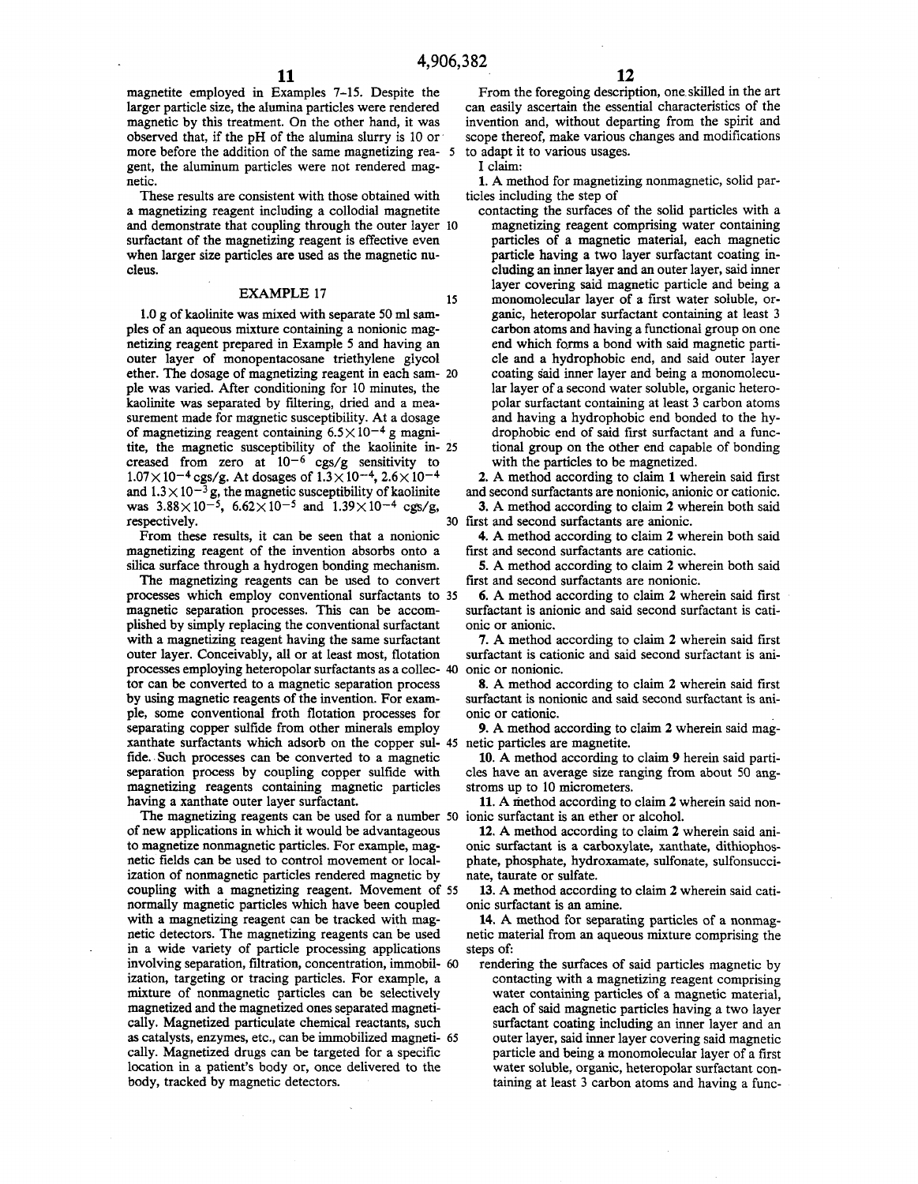magnetite employed in Examples 7-15. Despite the larger particle size, the alumina particles were rendered magnetic by this treatment. On the other hand, it was observed that, if the pH of the alumina slurry is 10 or more before the addition of the same magnetizing reagent, the aluminum particles were not rendered magnetic.

These results are consistent with those obtained with a magnetizing reagent including a collodial magnetite and demonstrate that coupling through the outer layer surfactant of the magnetizing reagent is effective even when larger size particles are used as the magnetic nucleus.

## EXAMPLE 17

1.0 g of kaolinite was mixed with separate 50 ml samples of an aqueous mixture containing a nonionic magnetizing reagent prepared in Example 5 and having an outer layer of monopentacosane triethylene glycol ether. The dosage of magnetizing reagent in each sample was varied. After conditioning for 10 minutes, the kaolinite was separated by filtering, dried and a measurement made for magnetic susceptibility. At a dosage of magnetizing reagent containing $6.5\times10^{-4}$ g magnitite, the magnetic susceptibility of the kaolinite increased from zero at $10^{-6}$ cgs/g sensitivity to $1.07\times10^{-4}$ cgs/g. At dosages of $1.3\times10^{-4}$, $2.6\times10^{-4}$ and $1.3\times10^{-3}$ g, the magnetic susceptibility of kaolinite was $3.88\times10^{-5}$, $6.62\times10^{-5}$ and $1.39\times10^{-4}$ cgs/g, respectively.

From these results, it can be seen that a nonionic magnetizing reagent of the invention absorbs onto a silica surface through a hydrogen bonding mechanism.

The magnetizing reagents can be used to convert processes which employ conventional surfactants to magnetic separation processes. This can be accomplished by simply replacing the conventional surfactant with a magnetizing reagent having the same surfactant outer layer. Conceivably, all or at least most, flotation processes employing heteropolar surfactants as a collector can be converted to a magnetic separation process by using magnetic reagents of the invention. For example, some conventional froth flotation processes for separating copper sulfide from other minerals employ xanthate surfactants which adsorb on the copper sulfide. Such processes can be converted to a magnetic separation process by coupling copper sulfide with magnetizing reagents containing magnetic particles having a xanthate outer layer surfactant.

The magnetizing reagents can be used for a number of new applications in which it would be advantageous to magnetize nonmagnetic particles. For example, magnetic fields can be used to control movement or localization of nonmagnetic particles rendered magnetic by coupling with a magnetizing reagent. Movement of normally magnetic particles which have been coupled with a magnetizing reagent can be tracked with magnetic detectors. The magnetizing reagents can be used in a wide variety of particle processing applications involving separation, filtration, concentration, immobilization, targeting or tracing particles. For example, a mixture of nonmagnetic particles can be selectively magnetized and the magnetized ones separated magnetically. Magnetized particulate chemical reactants, such as catalysts, enzymes, etc., can be immobilized magnetically. Magnetized drugs can be targeted for a specific location in a patient's body or, once delivered to the body, tracked by magnetic detectors.

From the foregoing description, one skilled in the art can easily ascertain the essential characteristics of the invention and, without departing from the spirit and scope thereof, make various changes and modifications to adapt it to various usages.

I claim:

1. A method for magnetizing nonmagnetic, solid particles including the step of
   contacting the surfaces of the solid particles with a magnetizing reagent comprising water containing particles of a magnetic material, each magnetic particle having a two layer surfactant coating including an inner layer and an outer layer, said inner layer covering said magnetic particle and being a monomolecular layer of a first water soluble, organic, heteropolar surfactant containing at least 3 carbon atoms and having a functional group on one end which forms a bond with said magnetic particle and a hydrophobic end, and said outer layer coating said inner layer and being a monomolecular layer of a second water soluble, organic heteropolar surfactant containing at least 3 carbon atoms and having a hydrophobic end bonded to the hydrophobic end of said first surfactant and a functional group on the other end capable of bonding with the particles to be magnetized.

2. A method according to claim 1 wherein said first and second surfactants are nonionic, anionic or cationic.

3. A method according to claim 2 wherein both said first and second surfactants are anionic.

4. A method according to claim 2 wherein both said first and second surfactants are cationic.

5. A method according to claim 2 wherein both said first and second surfactants are nonionic.

6. A method according to claim 2 wherein said first surfactant is anionic and said second surfactant is cationic or anionic.

7. A method according to claim 2 wherein said first surfactant is cationic and said second surfactant is anionic or nonionic.

8. A method according to claim 2 wherein said first surfactant is nonionic and said second surfactant is anionic or cationic.

9. A method according to claim 2 wherein said magnetic particles are magnetite.

10. A method according to claim 9 herein said particles have an average size ranging from about 50 angstroms up to 10 micrometers.

11. A method according to claim 2 wherein said nonionic surfactant is an ether or alcohol.

12. A method according to claim 2 wherein said anionic surfactant is a carboxylate, xanthate, dithiophosphate, phosphate, hydroxamate, sulfonate, sulfonsuccinate, taurate or sulfate.

13. A method according to claim 2 wherein said cationic surfactant is an amine.

14. A method for separating particles of a nonmagnetic material from an aqueous mixture comprising the steps of:
   rendering the surfaces of said particles magnetic by contacting with a magnetizing reagent comprising water containing particles of a magnetic material, each of said magnetic particles having a two layer surfactant coating including an inner layer and an outer layer, said inner layer covering said magnetic particle and being a monomolecular layer of a first water soluble, organic, heteropolar surfactant containing at least 3 carbon atoms and having a func-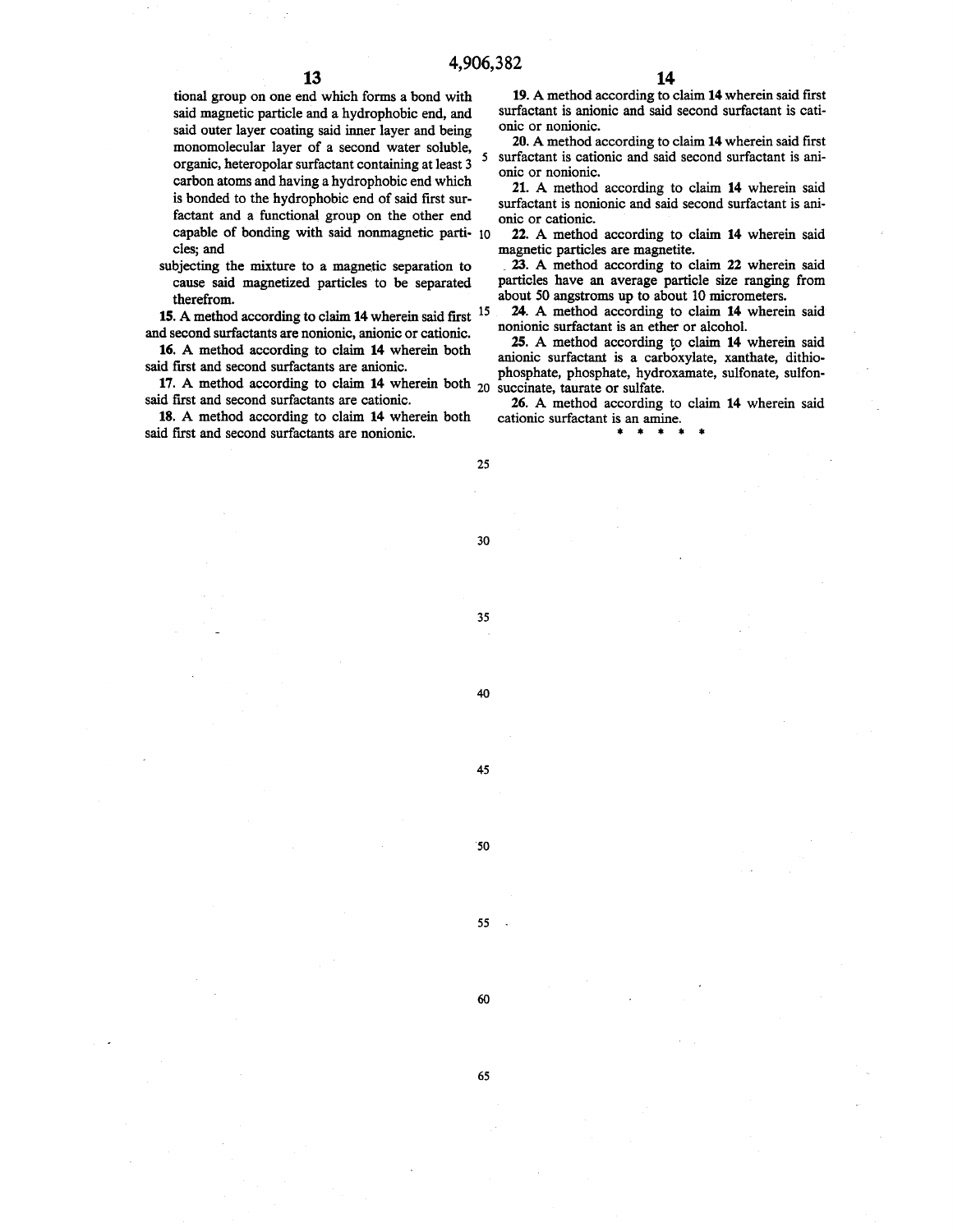tional group on one end which forms a bond with said magnetic particle and a hydrophobic end, and said outer layer coating said inner layer and being monomolecular layer of a second water soluble, organic, heteropolar surfactant containing at least 3 carbon atoms and having a hydrophobic end which is bonded to the hydrophobic end of said first surfactant and a functional group on the other end capable of bonding with said nonmagnetic particles; and

subjecting the mixture to a magnetic separation to cause said magnetized particles to be separated therefrom.

**15.** A method according to claim **14** wherein said first and second surfactants are nonionic, anionic or cationic.

**16.** A method according to claim **14** wherein both said first and second surfactants are anionic.

**17.** A method according to claim **14** wherein both said first and second surfactants are cationic.

**18.** A method according to claim **14** wherein both said first and second surfactants are nonionic.

**19.** A method according to claim **14** wherein said first surfactant is anionic and said second surfactant is cationic or nonionic.

**20.** A method according to claim **14** wherein said first surfactant is cationic and said second surfactant is anionic or nonionic.

**21.** A method according to claim **14** wherein said surfactant is nonionic and said second surfactant is anionic or cationic.

**22.** A method according to claim **14** wherein said magnetic particles are magnetite.

**23.** A method according to claim **22** wherein said particles have an average particle size ranging from about 50 angstroms up to about 10 micrometers.

**24.** A method according to claim **14** wherein said nonionic surfactant is an ether or alcohol.

**25.** A method according to claim **14** wherein said anionic surfactant is a carboxylate, xanthate, dithiophosphate, phosphate, hydroxamate, sulfonate, sulfonsuccinate, taurate or sulfate.

**26.** A method according to claim **14** wherein said cationic surfactant is an amine.

* * * * *